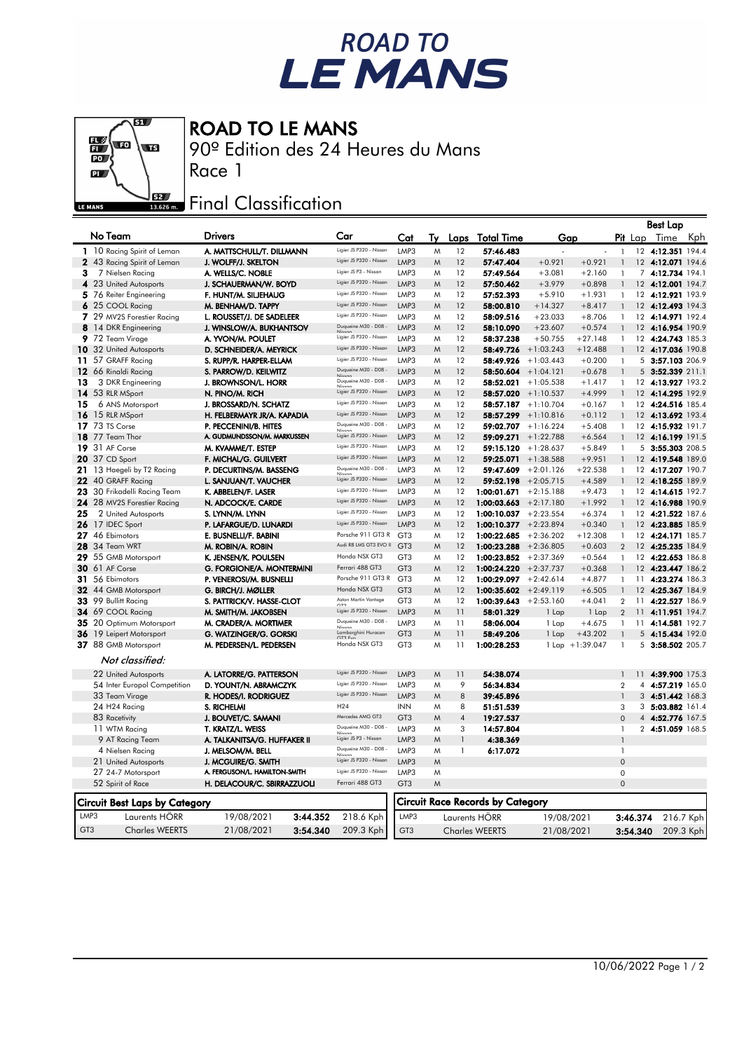# ROAD TO LE MANS

## ROAD TO LE MANS

90º Edition des 24 Heures du Mans

Race 1

## Final Classification

| No | Team | Drivers | Car | Cat | Ty | Laps | Total Time | Gap | | Pit | Best Lap Lap | Best Lap Time | Kph |
|---|---|---|---|---|---|---|---|---|---|---|---|---|---|
| 1 | 10 Racing Spirit of Leman | A. MATTSCHULL/T. DILLMANN | Ligier JS P320 - Nissan | LMP3 | M | 12 | 57:46.483 | - | - | 1 | 12 | 4:12.351 | 194.4 |
| 2 | 43 Racing Spirit of Leman | J. WOLFF/J. SKELTON | Ligier JS P320 - Nissan | LMP3 | M | 12 | 57:47.404 | +0.921 | +0.921 | 1 | 12 | 4:12.071 | 194.6 |
| 3 | 7 Nielsen Racing | A. WELLS/C. NOBLE | Ligier JS P3 - Nissan | LMP3 | M | 12 | 57:49.564 | +3.081 | +2.160 | 1 | 7 | 4:12.734 | 194.1 |
| 4 | 23 United Autosports | J. SCHAUERMAN/W. BOYD | Ligier JS P320 - Nissan | LMP3 | M | 12 | 57:50.462 | +3.979 | +0.898 | 1 | 12 | 4:12.001 | 194.7 |
| 5 | 76 Reiter Engineering | F. HUNT/M. SILJEHAUG | Ligier JS P320 - Nissan | LMP3 | M | 12 | 57:52.393 | +5.910 | +1.931 | 1 | 12 | 4:12.921 | 193.9 |
| 6 | 25 COOL Racing | M. BENHAM/D. TAPPY | Ligier JS P320 - Nissan | LMP3 | M | 12 | 58:00.810 | +14.327 | +8.417 | 1 | 12 | 4:12.493 | 194.3 |
| 7 | 29 MV2S Forestier Racing | L. ROUSSET/J. DE SADELEER | Ligier JS P320 - Nissan | LMP3 | M | 12 | 58:09.516 | +23.033 | +8.706 | 1 | 12 | 4:14.971 | 192.4 |
| 8 | 14 DKR Engineering | J. WINSLOW/A. BUKHANTSOV | Duqueine M30 - D08 - Nissan | LMP3 | M | 12 | 58:10.090 | +23.607 | +0.574 | 1 | 12 | 4:16.954 | 190.9 |
| 9 | 72 Team Virage | A. YVON/M. POULET | Ligier JS P320 - Nissan | LMP3 | M | 12 | 58:37.238 | +50.755 | +27.148 | 1 | 12 | 4:24.743 | 185.3 |
| 10 | 32 United Autosports | D. SCHNEIDER/A. MEYRICK | Ligier JS P320 - Nissan | LMP3 | M | 12 | 58:49.726 | +1:03.243 | +12.488 | 1 | 12 | 4:17.036 | 190.8 |
| 11 | 57 GRAFF Racing | S. RUPP/R. HARPER-ELLAM | Ligier JS P320 - Nissan | LMP3 | M | 12 | 58:49.926 | +1:03.443 | +0.200 | 1 | 5 | 3:57.103 | 206.9 |
| 12 | 66 Rinaldi Racing | S. PARROW/D. KEILWITZ | Duqueine M30 - D08 - Nissan | LMP3 | M | 12 | 58:50.604 | +1:04.121 | +0.678 | 1 | 5 | 3:52.339 | 211.1 |
| 13 | 3 DKR Engineering | J. BROWNSON/L. HORR | Duqueine M30 - D08 - Nissan | LMP3 | M | 12 | 58:52.021 | +1:05.538 | +1.417 | 1 | 12 | 4:13.927 | 193.2 |
| 14 | 53 RLR MSport | N. PINO/M. RICH | Ligier JS P320 - Nissan | LMP3 | M | 12 | 58:57.020 | +1:10.537 | +4.999 | 1 | 12 | 4:14.295 | 192.9 |
| 15 | 6 ANS Motorsport | J. BROSSARD/N. SCHATZ | Ligier JS P320 - Nissan | LMP3 | M | 12 | 58:57.187 | +1:10.704 | +0.167 | 1 | 12 | 4:24.516 | 185.4 |
| 16 | 15 RLR MSport | H. FELBERMAYR JR/A. KAPADIA | Ligier JS P320 - Nissan | LMP3 | M | 12 | 58:57.299 | +1:10.816 | +0.112 | 1 | 12 | 4:13.692 | 193.4 |
| 17 | 73 TS Corse | P. PECCENINI/B. HITES | Duqueine M30 - D08 - Nissan | LMP3 | M | 12 | 59:02.707 | +1:16.224 | +5.408 | 1 | 12 | 4:15.932 | 191.7 |
| 18 | 77 Team Thor | A. GUDMUNDSSON/M. MARKUSSEN | Ligier JS P320 - Nissan | LMP3 | M | 12 | 59:09.271 | +1:22.788 | +6.564 | 1 | 12 | 4:16.199 | 191.5 |
| 19 | 31 AF Corse | M. KVAMME/T. ESTEP | Ligier JS P320 - Nissan | LMP3 | M | 12 | 59:15.120 | +1:28.637 | +5.849 | 1 | 5 | 3:55.303 | 208.5 |
| 20 | 37 CD Sport | F. MICHAL/G. GUILVERT | Ligier JS P320 - Nissan | LMP3 | M | 12 | 59:25.071 | +1:38.588 | +9.951 | 1 | 12 | 4:19.548 | 189.0 |
| 21 | 13 Haegeli by T2 Racing | P. DECURTINS/M. BASSENG | Duqueine M30 - D08 - Nissan | LMP3 | M | 12 | 59:47.609 | +2:01.126 | +22.538 | 1 | 12 | 4:17.207 | 190.7 |
| 22 | 40 GRAFF Racing | L. SANJUAN/T. VAUCHER | Ligier JS P320 - Nissan | LMP3 | M | 12 | 59:52.198 | +2:05.715 | +4.589 | 1 | 12 | 4:18.255 | 189.9 |
| 23 | 30 Frikadelli Racing Team | K. ABBELEN/F. LASER | Ligier JS P320 - Nissan | LMP3 | M | 12 | 1:00:01.671 | +2:15.188 | +9.473 | 1 | 12 | 4:14.615 | 192.7 |
| 24 | 28 MV2S Forestier Racing | N. ADCOCK/E. CARDE | Ligier JS P320 - Nissan | LMP3 | M | 12 | 1:00:03.663 | +2:17.180 | +1.992 | 1 | 12 | 4:16.988 | 190.9 |
| 25 | 2 United Autosports | S. LYNN/M. LYNN | Ligier JS P320 - Nissan | LMP3 | M | 12 | 1:00:10.037 | +2:23.554 | +6.374 | 1 | 12 | 4:21.522 | 187.6 |
| 26 | 17 IDEC Sport | P. LAFARGUE/D. LUNARDI | Ligier JS P320 - Nissan | LMP3 | M | 12 | 1:00:10.377 | +2:23.894 | +0.340 | 1 | 12 | 4:23.885 | 185.9 |
| 27 | 46 Ebimotors | E. BUSNELLI/F. BABINI | Porsche 911 GT3 R | GT3 | M | 12 | 1:00:22.685 | +2:36.202 | +12.308 | 1 | 12 | 4:24.171 | 185.7 |
| 28 | 34 Team WRT | M. ROBIN/A. ROBIN | Audi R8 LMS GT3 EVO II | GT3 | M | 12 | 1:00:23.288 | +2:36.805 | +0.603 | 2 | 12 | 4:25.235 | 184.9 |
| 29 | 55 GMB Motorsport | K. JENSEN/K. POULSEN | Honda NSX GT3 | GT3 | M | 12 | 1:00:23.852 | +2:37.369 | +0.564 | 1 | 12 | 4:22.653 | 186.8 |
| 30 | 61 AF Corse | G. FORGIONE/A. MONTERMINI | Ferrari 488 GT3 | GT3 | M | 12 | 1:00:24.220 | +2:37.737 | +0.368 | 1 | 12 | 4:23.447 | 186.2 |
| 31 | 56 Ebimotors | P. VENEROSI/M. BUSNELLI | Porsche 911 GT3 R | GT3 | M | 12 | 1:00:29.097 | +2:42.614 | +4.877 | 1 | 11 | 4:23.274 | 186.3 |
| 32 | 44 GMB Motorsport | G. BIRCH/J. MØLLER | Honda NSX GT3 | GT3 | M | 12 | 1:00:35.602 | +2:49.119 | +6.505 | 1 | 12 | 4:25.367 | 184.9 |
| 33 | 99 Bullitt Racing | S. PATTRICK/V. HASSE-CLOT | Aston Martin Vantage GT3 | GT3 | M | 12 | 1:00:39.643 | +2:53.160 | +4.041 | 2 | 11 | 4:22.527 | 186.9 |
| 34 | 69 COOL Racing | M. SMITH/M. JAKOBSEN | Ligier JS P320 - Nissan | LMP3 | M | 11 | 58:01.329 | 1 Lap | 1 Lap | 2 | 11 | 4:11.951 | 194.7 |
| 35 | 20 Optimum Motorsport | M. CRADER/A. MORTIMER | Duqueine M30 - D08 - Nissan | LMP3 | M | 11 | 58:06.004 | 1 Lap | +4.675 | 1 | 11 | 4:14.581 | 192.7 |
| 36 | 19 Leipert Motorsport | G. WATZINGER/G. GORSKI | Lamborghini Huracan GT3 Evo | GT3 | M | 11 | 58:49.206 | 1 Lap | +43.202 | 1 | 5 | 4:15.434 | 192.0 |
| 37 | 88 GMB Motorsport | M. PEDERSEN/L. PEDERSEN | Honda NSX GT3 | GT3 | M | 11 | 1:00:28.253 | 1 Lap | +1:39.047 | 1 | 5 | 3:58.502 | 205.7 |
| | *Not classified:* | | | | | | | | | | | | |
| | 22 United Autosports | A. LATORRE/G. PATTERSON | Ligier JS P320 - Nissan | LMP3 | M | 11 | 54:38.074 | | | 1 | 11 | 4:39.900 | 175.3 |
| | 54 Inter Europol Competition | D. YOUNT/N. ABRAMCZYK | Ligier JS P320 - Nissan | LMP3 | M | 9 | 56:34.834 | | | 2 | 4 | 4:57.219 | 165.0 |
| | 33 Team Virage | R. HODES/I. RODRIGUEZ | Ligier JS P320 - Nissan | LMP3 | M | 8 | 39:45.896 | | | 1 | 3 | 4:51.442 | 168.3 |
| | 24 H24 Racing | S. RICHELMI | H24 | INN | M | 8 | 51:51.539 | | | 3 | 3 | 5:03.882 | 161.4 |
| | 83 Racetivity | J. BOUVET/C. SAMANI | Mercedes AMG GT3 | GT3 | M | 4 | 19:27.537 | | | 0 | 4 | 4:52.776 | 167.5 |
| | 11 WTM Racing | T. KRATZ/L. WEISS | Duqueine M30 - D08 - Nissan | LMP3 | M | 3 | 14:57.804 | | | 1 | 2 | 4:51.059 | 168.5 |
| | 9 AT Racing Team | A. TALKANITSA/G. HUFFAKER II | Ligier JS P3 - Nissan | LMP3 | M | 1 | 4:38.369 | | | 1 | | | |
| | 4 Nielsen Racing | J. MELSOM/M. BELL | Duqueine M30 - D08 - Nissan | LMP3 | M | 1 | 6:17.072 | | | 1 | | | |
| | 21 United Autosports | J. MCGUIRE/G. SMITH | Ligier JS P320 - Nissan | LMP3 | M | | | | | 0 | | | |
| | 27 24-7 Motorsport | A. FERGUSON/L. HAMILTON-SMITH | Ligier JS P320 - Nissan | LMP3 | M | | | | | 0 | | | |
| | 52 Spirit of Race | H. DELACOUR/C. SBIRRAZZUOLI | Ferrari 488 GT3 | GT3 | M | | | | | 0 | | | |

### Circuit Best Laps by Category

| Cat | Driver | Date | Time | Kph |
|---|---|---|---|---|
| LMP3 | Laurents HÖRR | 19/08/2021 | 3:44.352 | 218.6 Kph |
| GT3 | Charles WEERTS | 21/08/2021 | 3:54.340 | 209.3 Kph |

### Circuit Race Records by Category

| Cat | Driver | Date | Time | Kph |
|---|---|---|---|---|
| LMP3 | Laurents HÖRR | 19/08/2021 | 3:46.374 | 216.7 Kph |
| GT3 | Charles WEERTS | 21/08/2021 | 3:54.340 | 209.3 Kph |

10/06/2022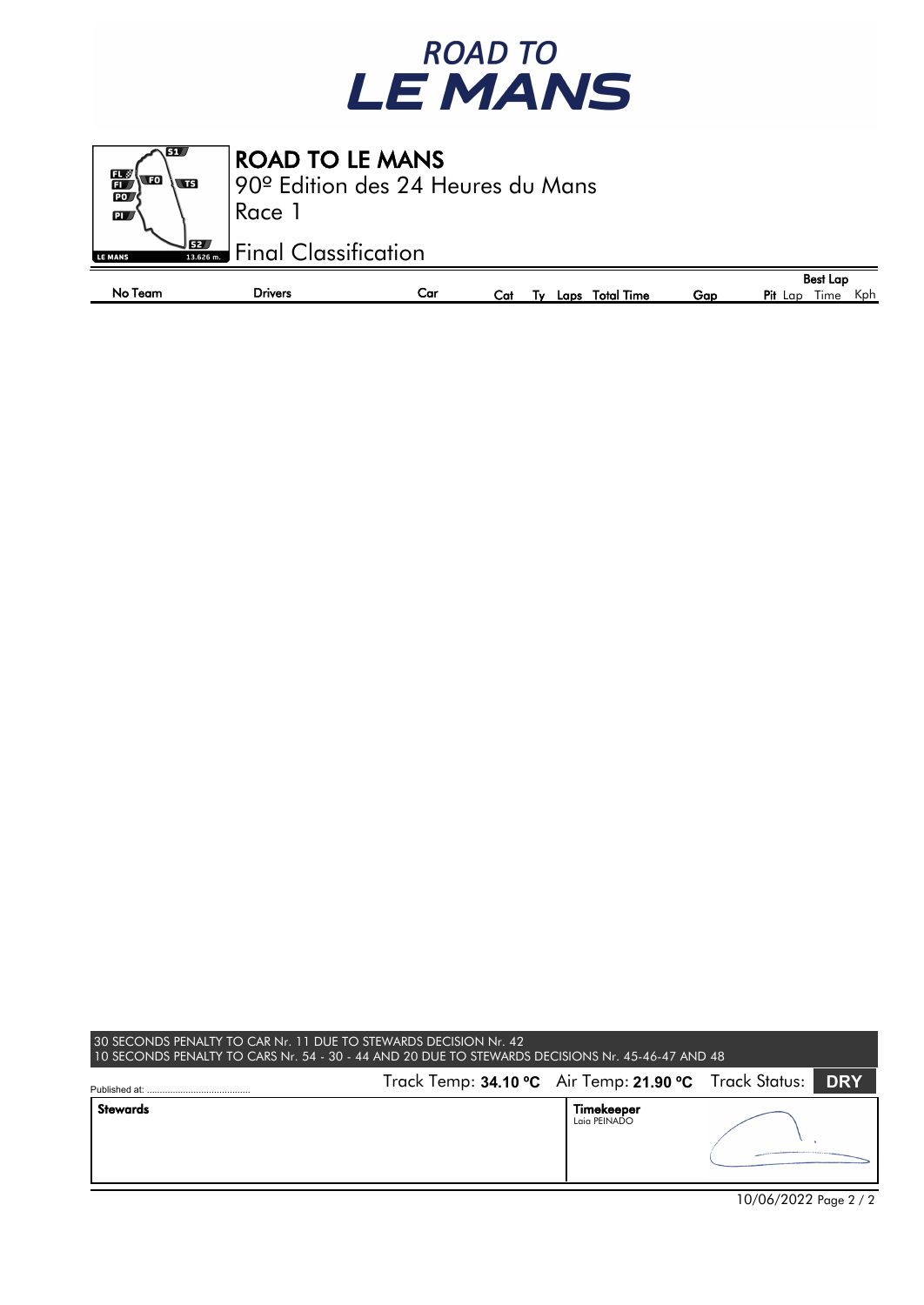# ROAD TO LE MANS

90º Edition des 24 Heures du Mans

Race 1

Final Classification

| No | Team | Drivers | Car | Cat | Ty | Laps | Total Time | Gap | Pit | Best Lap Lap | Best Lap Time | Best Lap Kph |
|---|---|---|---|---|---|---|---|---|---|---|---|---|

30 SECONDS PENALTY TO CAR Nr. 11 DUE TO STEWARDS DECISION Nr. 42
10 SECONDS PENALTY TO CARS Nr. 54 - 30 - 44 AND 20 DUE TO STEWARDS DECISIONS Nr. 45-46-47 AND 48

Published at: ........................................

Track Temp: **34.10 ºC** Air Temp: **21.90 ºC** Track Status: **DRY**

| Stewards | Timekeeper |
|---|---|
| | Laia PEINADO |

10/06/2022